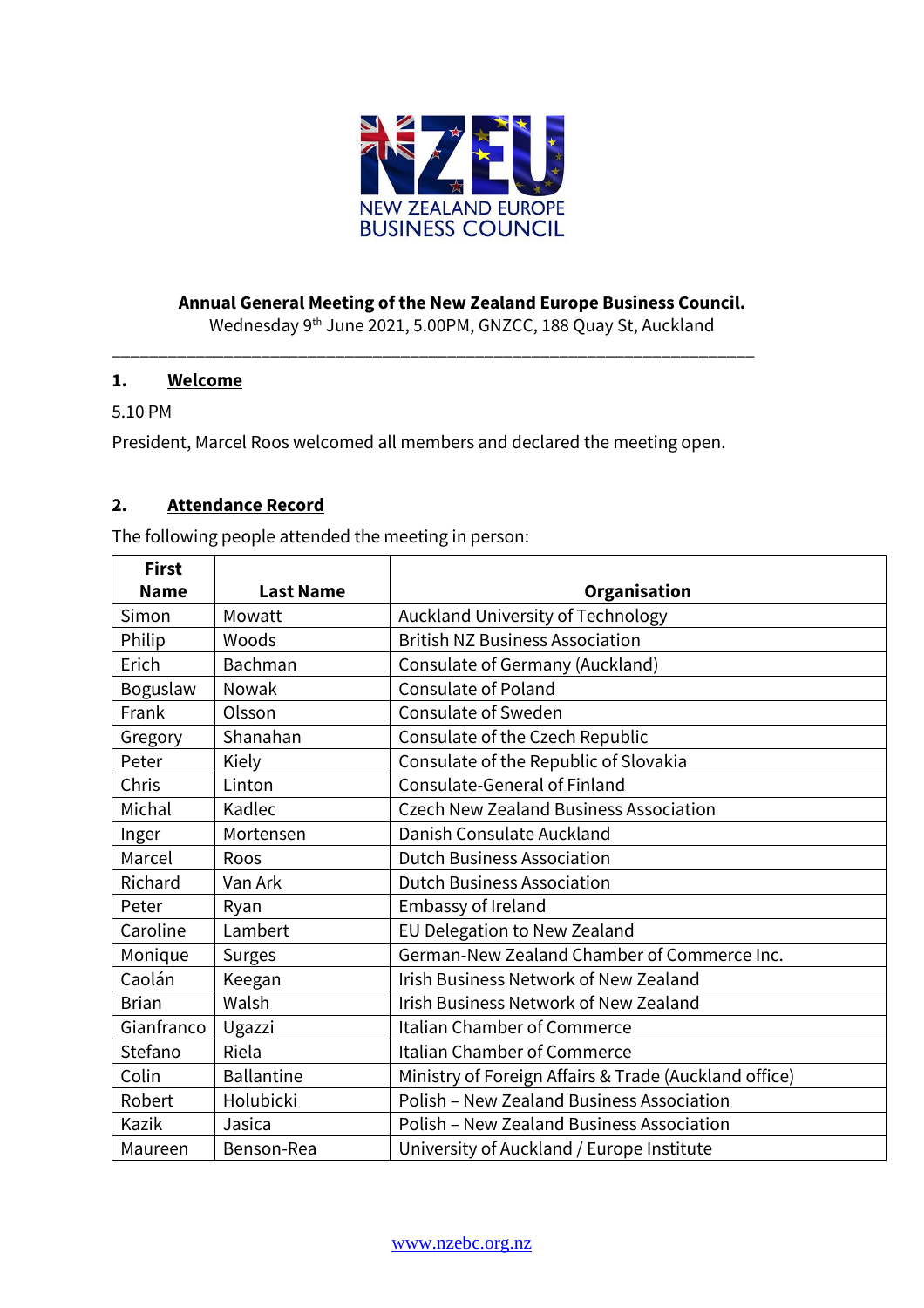NEW ZEALAND EUROPE BUSINESS COUNCIL

**Annual General Meeting of the New Zealand Europe Business Council.**

Wednesday 9th June 2021, 5.00PM, GNZCC, 188 Quay St, Auckland

---

## 1. Welcome

5.10 PM

President, Marcel Roos welcomed all members and declared the meeting open.

## 2. Attendance Record

The following people attended the meeting in person:

| First Name | Last Name | Organisation |
|---|---|---|
| Simon | Mowatt | Auckland University of Technology |
| Philip | Woods | British NZ Business Association |
| Erich | Bachman | Consulate of Germany (Auckland) |
| Boguslaw | Nowak | Consulate of Poland |
| Frank | Olsson | Consulate of Sweden |
| Gregory | Shanahan | Consulate of the Czech Republic |
| Peter | Kiely | Consulate of the Republic of Slovakia |
| Chris | Linton | Consulate-General of Finland |
| Michal | Kadlec | Czech New Zealand Business Association |
| Inger | Mortensen | Danish Consulate Auckland |
| Marcel | Roos | Dutch Business Association |
| Richard | Van Ark | Dutch Business Association |
| Peter | Ryan | Embassy of Ireland |
| Caroline | Lambert | EU Delegation to New Zealand |
| Monique | Surges | German-New Zealand Chamber of Commerce Inc. |
| Caolán | Keegan | Irish Business Network of New Zealand |
| Brian | Walsh | Irish Business Network of New Zealand |
| Gianfranco | Ugazzi | Italian Chamber of Commerce |
| Stefano | Riela | Italian Chamber of Commerce |
| Colin | Ballantine | Ministry of Foreign Affairs & Trade (Auckland office) |
| Robert | Holubicki | Polish – New Zealand Business Association |
| Kazik | Jasica | Polish – New Zealand Business Association |
| Maureen | Benson-Rea | University of Auckland / Europe Institute |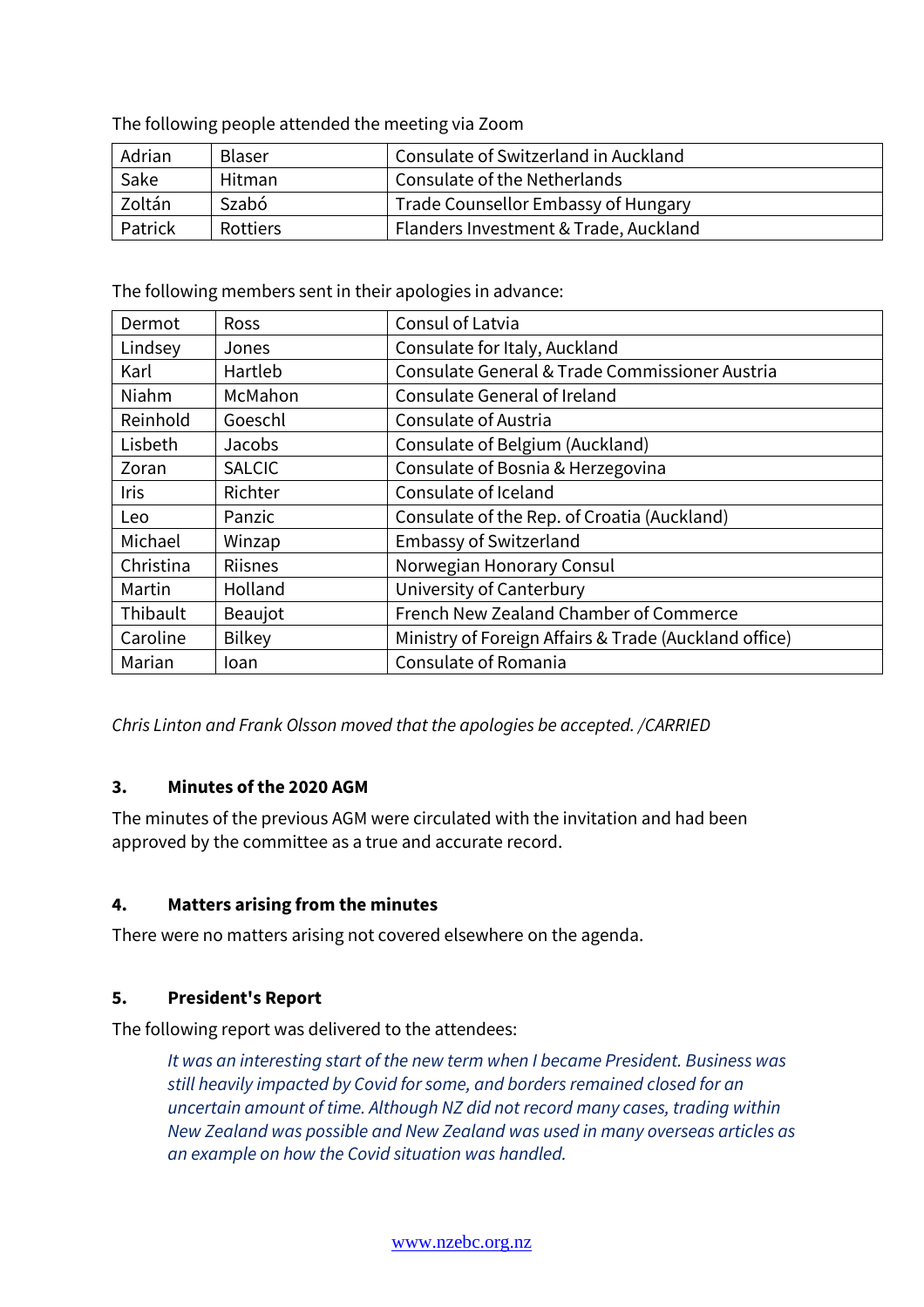The following people attended the meeting via Zoom

| Adrian | Blaser | Consulate of Switzerland in Auckland |
|---|---|---|
| Sake | Hitman | Consulate of the Netherlands |
| Zoltán | Szabó | Trade Counsellor Embassy of Hungary |
| Patrick | Rottiers | Flanders Investment & Trade, Auckland |

The following members sent in their apologies in advance:

| Dermot | Ross | Consul of Latvia |
|---|---|---|
| Lindsey | Jones | Consulate for Italy, Auckland |
| Karl | Hartleb | Consulate General & Trade Commissioner Austria |
| Niahm | McMahon | Consulate General of Ireland |
| Reinhold | Goeschl | Consulate of Austria |
| Lisbeth | Jacobs | Consulate of Belgium (Auckland) |
| Zoran | SALCIC | Consulate of Bosnia & Herzegovina |
| Iris | Richter | Consulate of Iceland |
| Leo | Panzic | Consulate of the Rep. of Croatia (Auckland) |
| Michael | Winzap | Embassy of Switzerland |
| Christina | Riisnes | Norwegian Honorary Consul |
| Martin | Holland | University of Canterbury |
| Thibault | Beaujot | French New Zealand Chamber of Commerce |
| Caroline | Bilkey | Ministry of Foreign Affairs & Trade (Auckland office) |
| Marian | Ioan | Consulate of Romania |

*Chris Linton and Frank Olsson moved that the apologies be accepted. /CARRIED*

### 3. Minutes of the 2020 AGM

The minutes of the previous AGM were circulated with the invitation and had been approved by the committee as a true and accurate record.

### 4. Matters arising from the minutes

There were no matters arising not covered elsewhere on the agenda.

### 5. President's Report

The following report was delivered to the attendees:

> *It was an interesting start of the new term when I became President. Business was still heavily impacted by Covid for some, and borders remained closed for an uncertain amount of time. Although NZ did not record many cases, trading within New Zealand was possible and New Zealand was used in many overseas articles as an example on how the Covid situation was handled.*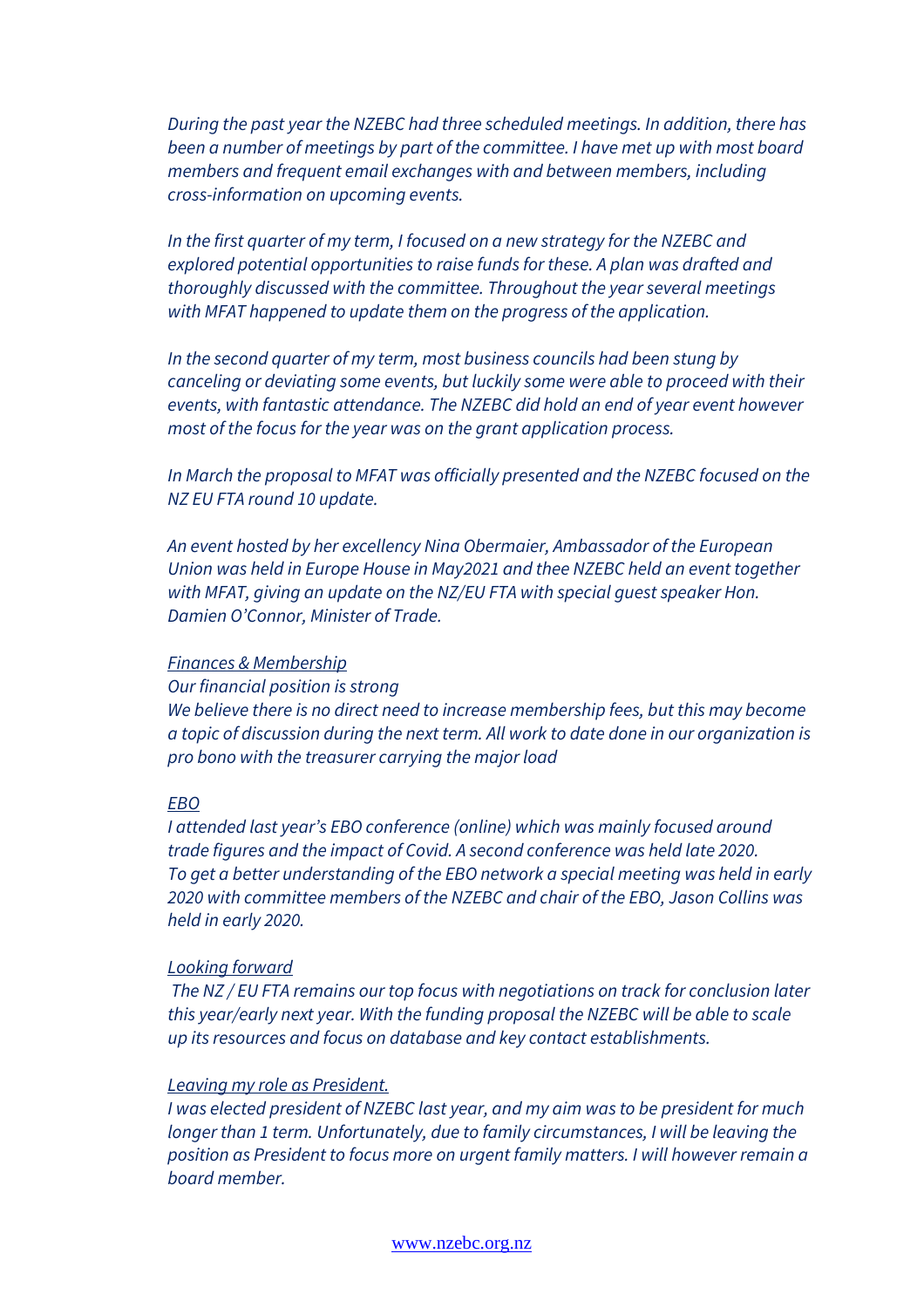*During the past year the NZEBC had three scheduled meetings. In addition, there has been a number of meetings by part of the committee. I have met up with most board members and frequent email exchanges with and between members, including cross-information on upcoming events.*

*In the first quarter of my term, I focused on a new strategy for the NZEBC and explored potential opportunities to raise funds for these. A plan was drafted and thoroughly discussed with the committee. Throughout the year several meetings with MFAT happened to update them on the progress of the application.*

*In the second quarter of my term, most business councils had been stung by canceling or deviating some events, but luckily some were able to proceed with their events, with fantastic attendance. The NZEBC did hold an end of year event however most of the focus for the year was on the grant application process.*

*In March the proposal to MFAT was officially presented and the NZEBC focused on the NZ EU FTA round 10 update.*

*An event hosted by her excellency Nina Obermaier, Ambassador of the European Union was held in Europe House in May2021 and thee NZEBC held an event together with MFAT, giving an update on the NZ/EU FTA with special guest speaker Hon. Damien O'Connor, Minister of Trade.*

*<u>Finances & Membership</u>*
*Our financial position is strong*
*We believe there is no direct need to increase membership fees, but this may become a topic of discussion during the next term. All work to date done in our organization is pro bono with the treasurer carrying the major load*

*<u>EBO</u>*
*I attended last year's EBO conference (online) which was mainly focused around trade figures and the impact of Covid. A second conference was held late 2020.*
*To get a better understanding of the EBO network a special meeting was held in early 2020 with committee members of the NZEBC and chair of the EBO, Jason Collins was held in early 2020.*

*<u>Looking forward</u>*
*The NZ / EU FTA remains our top focus with negotiations on track for conclusion later this year/early next year. With the funding proposal the NZEBC will be able to scale up its resources and focus on database and key contact establishments.*

*<u>Leaving my role as President.</u>*
*I was elected president of NZEBC last year, and my aim was to be president for much longer than 1 term. Unfortunately, due to family circumstances, I will be leaving the position as President to focus more on urgent family matters. I will however remain a board member.*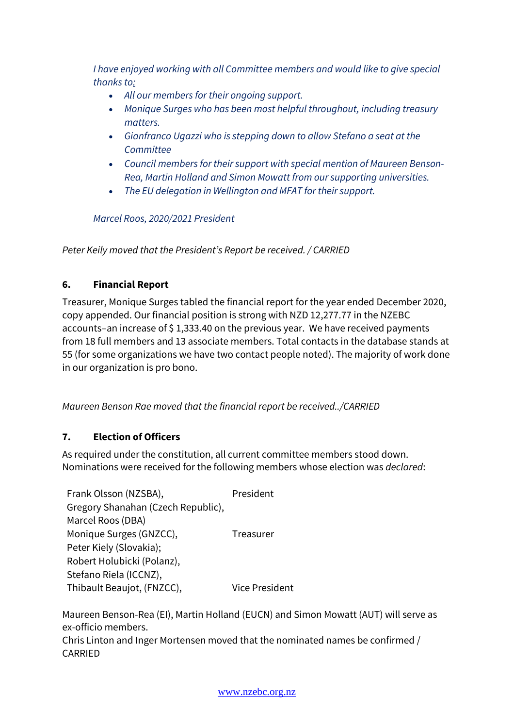*I have enjoyed working with all Committee members and would like to give special thanks to:*

- *All our members for their ongoing support.*
- *Monique Surges who has been most helpful throughout, including treasury matters.*
- *Gianfranco Ugazzi who is stepping down to allow Stefano a seat at the Committee*
- *Council members for their support with special mention of Maureen Benson-Rea, Martin Holland and Simon Mowatt from our supporting universities.*
- *The EU delegation in Wellington and MFAT for their support.*

*Marcel Roos, 2020/2021 President*

*Peter Keily moved that the President's Report be received. / CARRIED*

## 6. Financial Report

Treasurer, Monique Surges tabled the financial report for the year ended December 2020, copy appended. Our financial position is strong with NZD 12,277.77 in the NZEBC accounts–an increase of $ 1,333.40 on the previous year. We have received payments from 18 full members and 13 associate members. Total contacts in the database stands at 55 (for some organizations we have two contact people noted). The majority of work done in our organization is pro bono.

*Maureen Benson Rae moved that the financial report be received../CARRIED*

## 7. Election of Officers

As required under the constitution, all current committee members stood down. Nominations were received for the following members whose election was *declared*:

| | |
|---|---|
| Frank Olsson (NZSBA), | President |
| Gregory Shanahan (Czech Republic), | |
| Marcel Roos (DBA) | |
| Monique Surges (GNZCC), | Treasurer |
| Peter Kiely (Slovakia); | |
| Robert Holubicki (Polanz), | |
| Stefano Riela (ICCNZ), | |
| Thibault Beaujot, (FNZCC), | Vice President |

Maureen Benson-Rea (EI), Martin Holland (EUCN) and Simon Mowatt (AUT) will serve as ex-officio members.

Chris Linton and Inger Mortensen moved that the nominated names be confirmed / CARRIED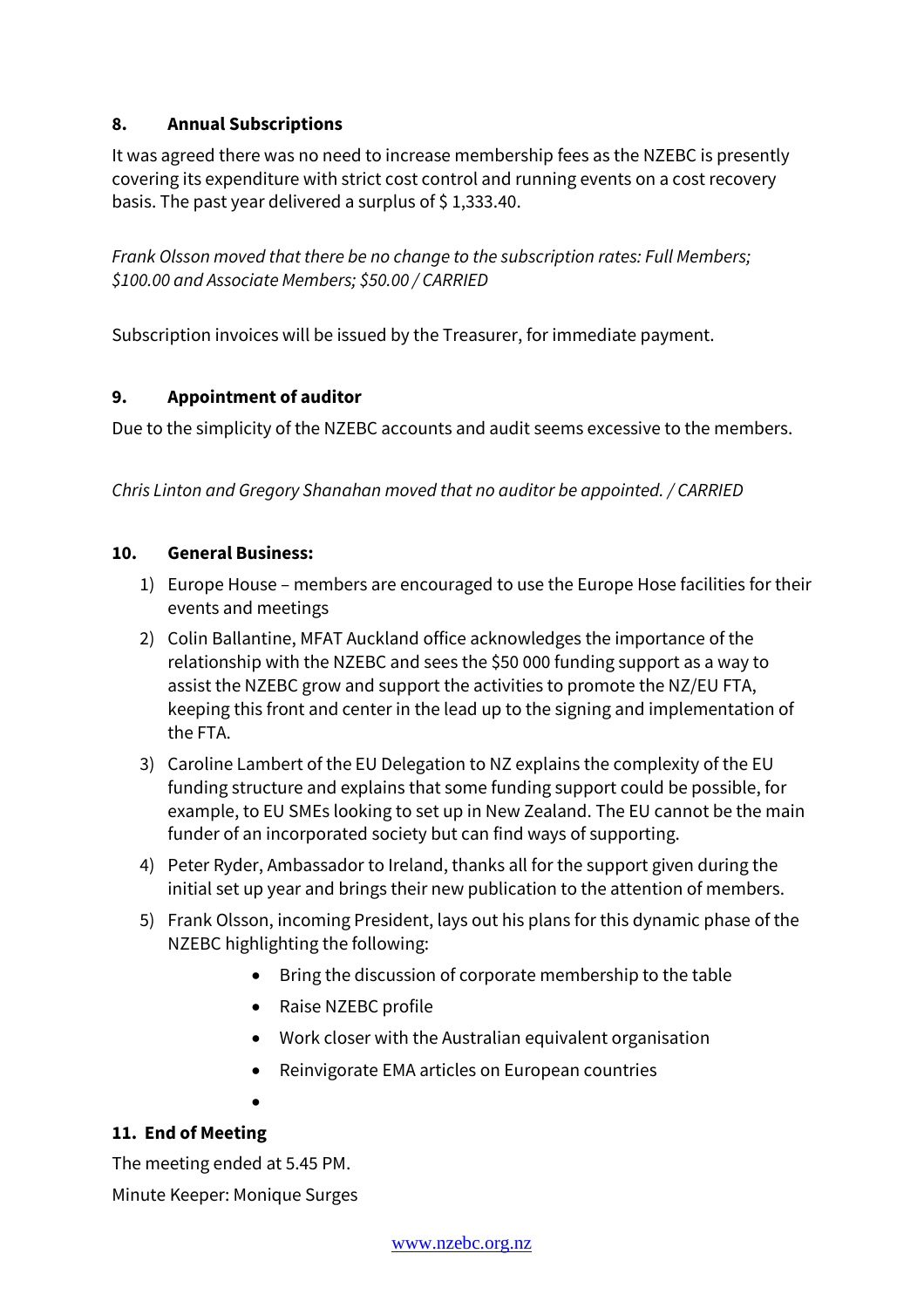### 8. Annual Subscriptions

It was agreed there was no need to increase membership fees as the NZEBC is presently covering its expenditure with strict cost control and running events on a cost recovery basis. The past year delivered a surplus of $ 1,333.40.

*Frank Olsson moved that there be no change to the subscription rates: Full Members; $100.00 and Associate Members; $50.00 / CARRIED*

Subscription invoices will be issued by the Treasurer, for immediate payment.

### 9. Appointment of auditor

Due to the simplicity of the NZEBC accounts and audit seems excessive to the members.

*Chris Linton and Gregory Shanahan moved that no auditor be appointed. / CARRIED*

### 10. General Business:

1) Europe House – members are encouraged to use the Europe Hose facilities for their events and meetings
2) Colin Ballantine, MFAT Auckland office acknowledges the importance of the relationship with the NZEBC and sees the $50 000 funding support as a way to assist the NZEBC grow and support the activities to promote the NZ/EU FTA, keeping this front and center in the lead up to the signing and implementation of the FTA.
3) Caroline Lambert of the EU Delegation to NZ explains the complexity of the EU funding structure and explains that some funding support could be possible, for example, to EU SMEs looking to set up in New Zealand. The EU cannot be the main funder of an incorporated society but can find ways of supporting.
4) Peter Ryder, Ambassador to Ireland, thanks all for the support given during the initial set up year and brings their new publication to the attention of members.
5) Frank Olsson, incoming President, lays out his plans for this dynamic phase of the NZEBC highlighting the following:
    - Bring the discussion of corporate membership to the table
    - Raise NZEBC profile
    - Work closer with the Australian equivalent organisation
    - Reinvigorate EMA articles on European countries
    -

### 11. End of Meeting

The meeting ended at 5.45 PM.

Minute Keeper: Monique Surges

www.nzebc.org.nz